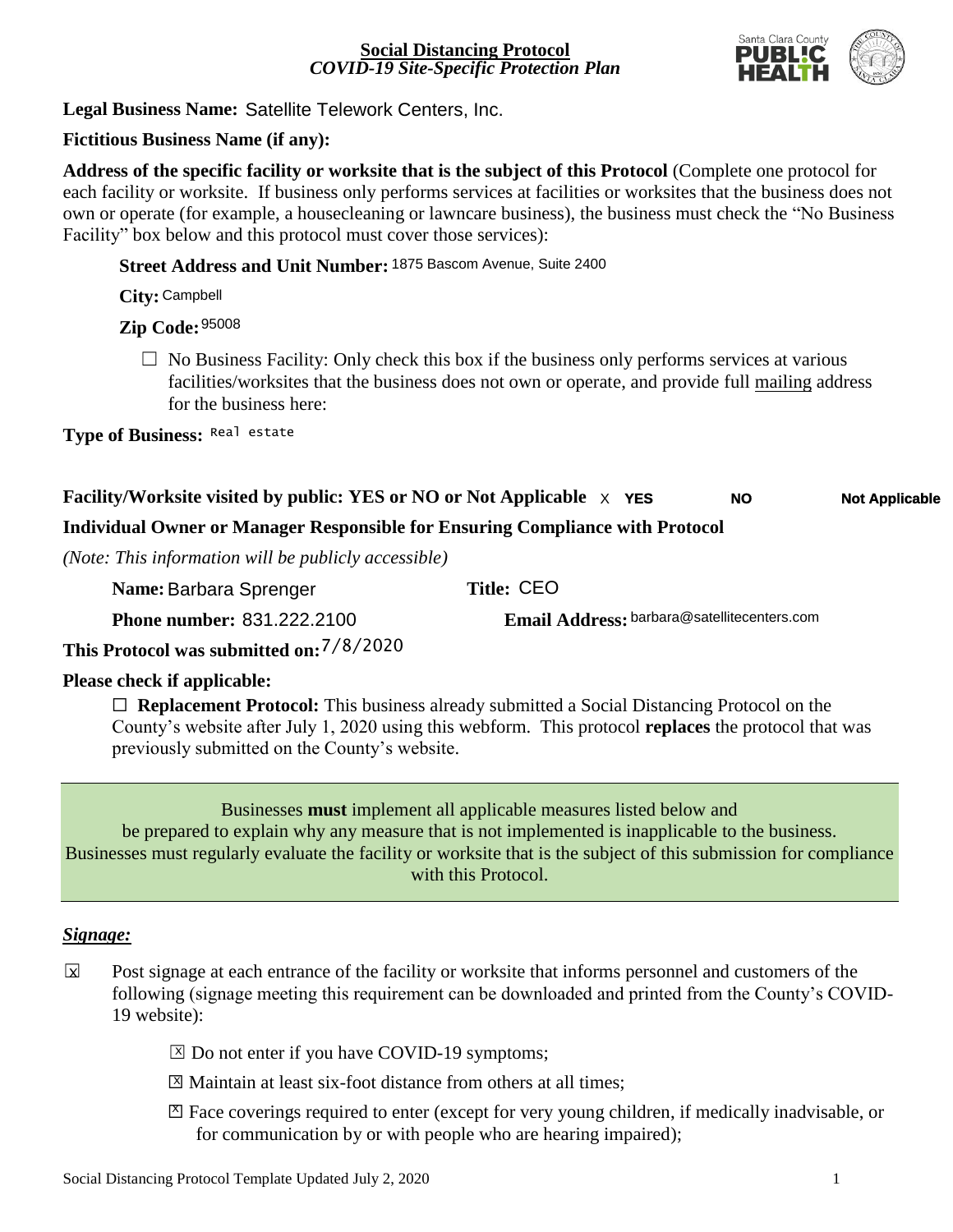**Social Distancing Protocol**
*COVID-19 Site-Specific Protection Plan*

**Legal Business Name:** Satellite Telework Centers, Inc.

**Fictitious Business Name (if any):**

**Address of the specific facility or worksite that is the subject of this Protocol** (Complete one protocol for each facility or worksite. If business only performs services at facilities or worksites that the business does not own or operate (for example, a housecleaning or lawncare business), the business must check the "No Business Facility" box below and this protocol must cover those services):

**Street Address and Unit Number:** 1875 Bascom Avenue, Suite 2400

**City:** Campbell

**Zip Code:** 95008

☐ No Business Facility: Only check this box if the business only performs services at various facilities/worksites that the business does not own or operate, and provide full mailing address for the business here:

**Type of Business:** Real estate

**Facility/Worksite visited by public: YES or NO or Not Applicable** X **YES** **NO** **Not Applicable**

**Individual Owner or Manager Responsible for Ensuring Compliance with Protocol**

*(Note: This information will be publicly accessible)*

**Name:** Barbara Sprenger **Title:** CEO

**Phone number:** 831.222.2100 **Email Address:** barbara@satellitecenters.com

**This Protocol was submitted on:** 7/8/2020

**Please check if applicable:**

☐ **Replacement Protocol:** This business already submitted a Social Distancing Protocol on the County's website after July 1, 2020 using this webform. This protocol **replaces** the protocol that was previously submitted on the County's website.

Businesses **must** implement all applicable measures listed below and be prepared to explain why any measure that is not implemented is inapplicable to the business. Businesses must regularly evaluate the facility or worksite that is the subject of this submission for compliance with this Protocol.

## *Signage:*

☒ Post signage at each entrance of the facility or worksite that informs personnel and customers of the following (signage meeting this requirement can be downloaded and printed from the County's COVID-19 website):

- ☒ Do not enter if you have COVID-19 symptoms;
- ☒ Maintain at least six-foot distance from others at all times;
- ☒ Face coverings required to enter (except for very young children, if medically inadvisable, or for communication by or with people who are hearing impaired);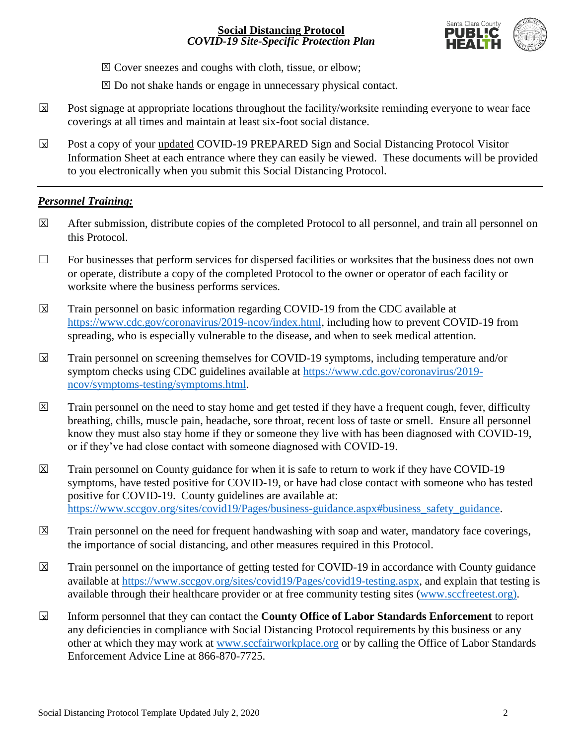☒ Cover sneezes and coughs with cloth, tissue, or elbow;

☒ Do not shake hands or engage in unnecessary physical contact.

☒ Post signage at appropriate locations throughout the facility/worksite reminding everyone to wear face coverings at all times and maintain at least six-foot social distance.

☒ Post a copy of your updated COVID-19 PREPARED Sign and Social Distancing Protocol Visitor Information Sheet at each entrance where they can easily be viewed. These documents will be provided to you electronically when you submit this Social Distancing Protocol.

---

***Personnel Training:***

☒ After submission, distribute copies of the completed Protocol to all personnel, and train all personnel on this Protocol.

☐ For businesses that perform services for dispersed facilities or worksites that the business does not own or operate, distribute a copy of the completed Protocol to the owner or operator of each facility or worksite where the business performs services.

☒ Train personnel on basic information regarding COVID-19 from the CDC available at https://www.cdc.gov/coronavirus/2019-ncov/index.html, including how to prevent COVID-19 from spreading, who is especially vulnerable to the disease, and when to seek medical attention.

☒ Train personnel on screening themselves for COVID-19 symptoms, including temperature and/or symptom checks using CDC guidelines available at https://www.cdc.gov/coronavirus/2019-ncov/symptoms-testing/symptoms.html.

☒ Train personnel on the need to stay home and get tested if they have a frequent cough, fever, difficulty breathing, chills, muscle pain, headache, sore throat, recent loss of taste or smell. Ensure all personnel know they must also stay home if they or someone they live with has been diagnosed with COVID-19, or if they've had close contact with someone diagnosed with COVID-19.

☒ Train personnel on County guidance for when it is safe to return to work if they have COVID-19 symptoms, have tested positive for COVID-19, or have had close contact with someone who has tested positive for COVID-19. County guidelines are available at: https://www.sccgov.org/sites/covid19/Pages/business-guidance.aspx#business_safety_guidance.

☒ Train personnel on the need for frequent handwashing with soap and water, mandatory face coverings, the importance of social distancing, and other measures required in this Protocol.

☒ Train personnel on the importance of getting tested for COVID-19 in accordance with County guidance available at https://www.sccgov.org/sites/covid19/Pages/covid19-testing.aspx, and explain that testing is available through their healthcare provider or at free community testing sites (www.sccfreetest.org).

☒ Inform personnel that they can contact the **County Office of Labor Standards Enforcement** to report any deficiencies in compliance with Social Distancing Protocol requirements by this business or any other at which they may work at www.sccfairworkplace.org or by calling the Office of Labor Standards Enforcement Advice Line at 866-870-7725.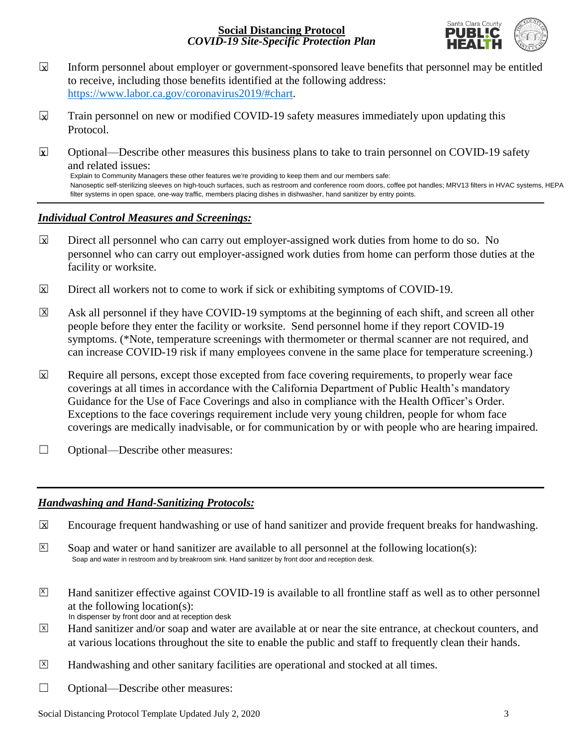- ☒ Inform personnel about employer or government-sponsored leave benefits that personnel may be entitled to receive, including those benefits identified at the following address: https://www.labor.ca.gov/coronavirus2019/#chart.

- ☒ Train personnel on new or modified COVID-19 safety measures immediately upon updating this Protocol.

- ☒ Optional—Describe other measures this business plans to take to train personnel on COVID-19 safety and related issues:
  Explain to Community Managers these other features we're providing to keep them and our members safe:
  Nanoseptic self-sterilizing sleeves on high-touch surfaces, such as restroom and conference room doors, coffee pot handles; MRV13 filters in HVAC systems, HEPA filter systems in open space, one-way traffic, members placing dishes in dishwasher, hand sanitizer by entry points.

---

## *Individual Control Measures and Screenings:*

- ☒ Direct all personnel who can carry out employer-assigned work duties from home to do so. No personnel who can carry out employer-assigned work duties from home can perform those duties at the facility or worksite.

- ☒ Direct all workers not to come to work if sick or exhibiting symptoms of COVID-19.

- ☒ Ask all personnel if they have COVID-19 symptoms at the beginning of each shift, and screen all other people before they enter the facility or worksite. Send personnel home if they report COVID-19 symptoms. (*Note, temperature screenings with thermometer or thermal scanner are not required, and can increase COVID-19 risk if many employees convene in the same place for temperature screening.)

- ☒ Require all persons, except those excepted from face covering requirements, to properly wear face coverings at all times in accordance with the California Department of Public Health's mandatory Guidance for the Use of Face Coverings and also in compliance with the Health Officer's Order. Exceptions to the face coverings requirement include very young children, people for whom face coverings are medically inadvisable, or for communication by or with people who are hearing impaired.

- ☐ Optional—Describe other measures:

---

## *Handwashing and Hand-Sanitizing Protocols:*

- ☒ Encourage frequent handwashing or use of hand sanitizer and provide frequent breaks for handwashing.

- ☒ Soap and water or hand sanitizer are available to all personnel at the following location(s):
  Soap and water in restroom and by breakroom sink. Hand sanitizer by front door and reception desk.

- ☒ Hand sanitizer effective against COVID-19 is available to all frontline staff as well as to other personnel at the following location(s):
  In dispenser by front door and at reception desk

- ☒ Hand sanitizer and/or soap and water are available at or near the site entrance, at checkout counters, and at various locations throughout the site to enable the public and staff to frequently clean their hands.

- ☒ Handwashing and other sanitary facilities are operational and stocked at all times.

- ☐ Optional—Describe other measures: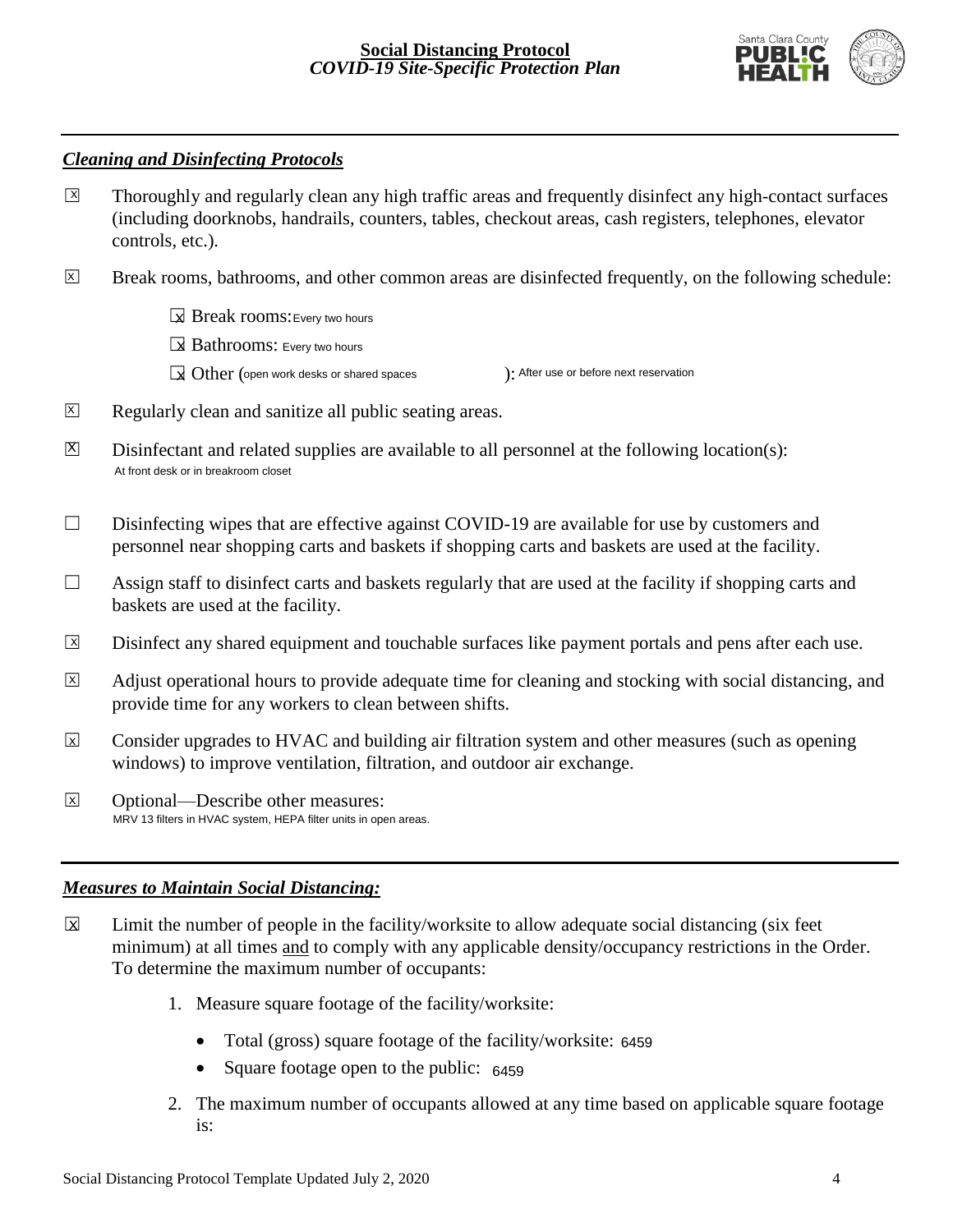## *Cleaning and Disinfecting Protocols*

- ☒ Thoroughly and regularly clean any high traffic areas and frequently disinfect any high-contact surfaces (including doorknobs, handrails, counters, tables, checkout areas, cash registers, telephones, elevator controls, etc.).
- ☒ Break rooms, bathrooms, and other common areas are disinfected frequently, on the following schedule:
  - ☒ Break rooms: Every two hours
  - ☒ Bathrooms: Every two hours
  - ☒ Other (open work desks or shared spaces): After use or before next reservation
- ☒ Regularly clean and sanitize all public seating areas.
- ☒ Disinfectant and related supplies are available to all personnel at the following location(s): At front desk or in breakroom closet
- ☐ Disinfecting wipes that are effective against COVID-19 are available for use by customers and personnel near shopping carts and baskets if shopping carts and baskets are used at the facility.
- ☐ Assign staff to disinfect carts and baskets regularly that are used at the facility if shopping carts and baskets are used at the facility.
- ☒ Disinfect any shared equipment and touchable surfaces like payment portals and pens after each use.
- ☒ Adjust operational hours to provide adequate time for cleaning and stocking with social distancing, and provide time for any workers to clean between shifts.
- ☒ Consider upgrades to HVAC and building air filtration system and other measures (such as opening windows) to improve ventilation, filtration, and outdoor air exchange.
- ☒ Optional—Describe other measures: MRV 13 filters in HVAC system, HEPA filter units in open areas.

## *Measures to Maintain Social Distancing:*

- ☒ Limit the number of people in the facility/worksite to allow adequate social distancing (six feet minimum) at all times and to comply with any applicable density/occupancy restrictions in the Order. To determine the maximum number of occupants:
  1. Measure square footage of the facility/worksite:
     - Total (gross) square footage of the facility/worksite: 6459
     - Square footage open to the public: 6459
  2. The maximum number of occupants allowed at any time based on applicable square footage is: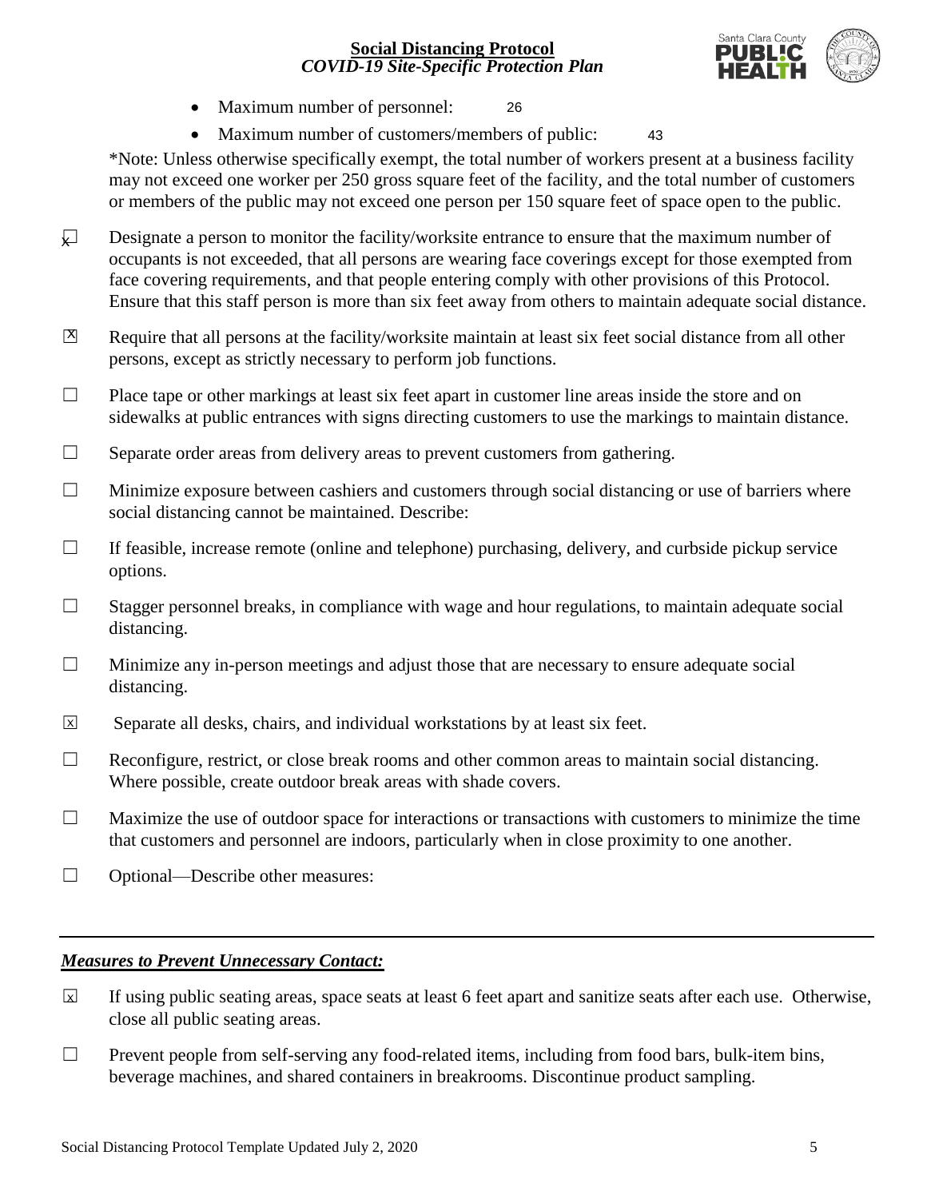- Maximum number of personnel: 26
- Maximum number of customers/members of public: 43

*Note: Unless otherwise specifically exempt, the total number of workers present at a business facility may not exceed one worker per 250 gross square feet of the facility, and the total number of customers or members of the public may not exceed one person per 150 square feet of space open to the public.

☒ Designate a person to monitor the facility/worksite entrance to ensure that the maximum number of occupants is not exceeded, that all persons are wearing face coverings except for those exempted from face covering requirements, and that people entering comply with other provisions of this Protocol. Ensure that this staff person is more than six feet away from others to maintain adequate social distance.

☒ Require that all persons at the facility/worksite maintain at least six feet social distance from all other persons, except as strictly necessary to perform job functions.

☐ Place tape or other markings at least six feet apart in customer line areas inside the store and on sidewalks at public entrances with signs directing customers to use the markings to maintain distance.

☐ Separate order areas from delivery areas to prevent customers from gathering.

☐ Minimize exposure between cashiers and customers through social distancing or use of barriers where social distancing cannot be maintained. Describe:

☐ If feasible, increase remote (online and telephone) purchasing, delivery, and curbside pickup service options.

☐ Stagger personnel breaks, in compliance with wage and hour regulations, to maintain adequate social distancing.

☐ Minimize any in-person meetings and adjust those that are necessary to ensure adequate social distancing.

☒ Separate all desks, chairs, and individual workstations by at least six feet.

☐ Reconfigure, restrict, or close break rooms and other common areas to maintain social distancing. Where possible, create outdoor break areas with shade covers.

☐ Maximize the use of outdoor space for interactions or transactions with customers to minimize the time that customers and personnel are indoors, particularly when in close proximity to one another.

☐ Optional—Describe other measures:

---

***Measures to Prevent Unnecessary Contact:***

☒ If using public seating areas, space seats at least 6 feet apart and sanitize seats after each use. Otherwise, close all public seating areas.

☐ Prevent people from self-serving any food-related items, including from food bars, bulk-item bins, beverage machines, and shared containers in breakrooms. Discontinue product sampling.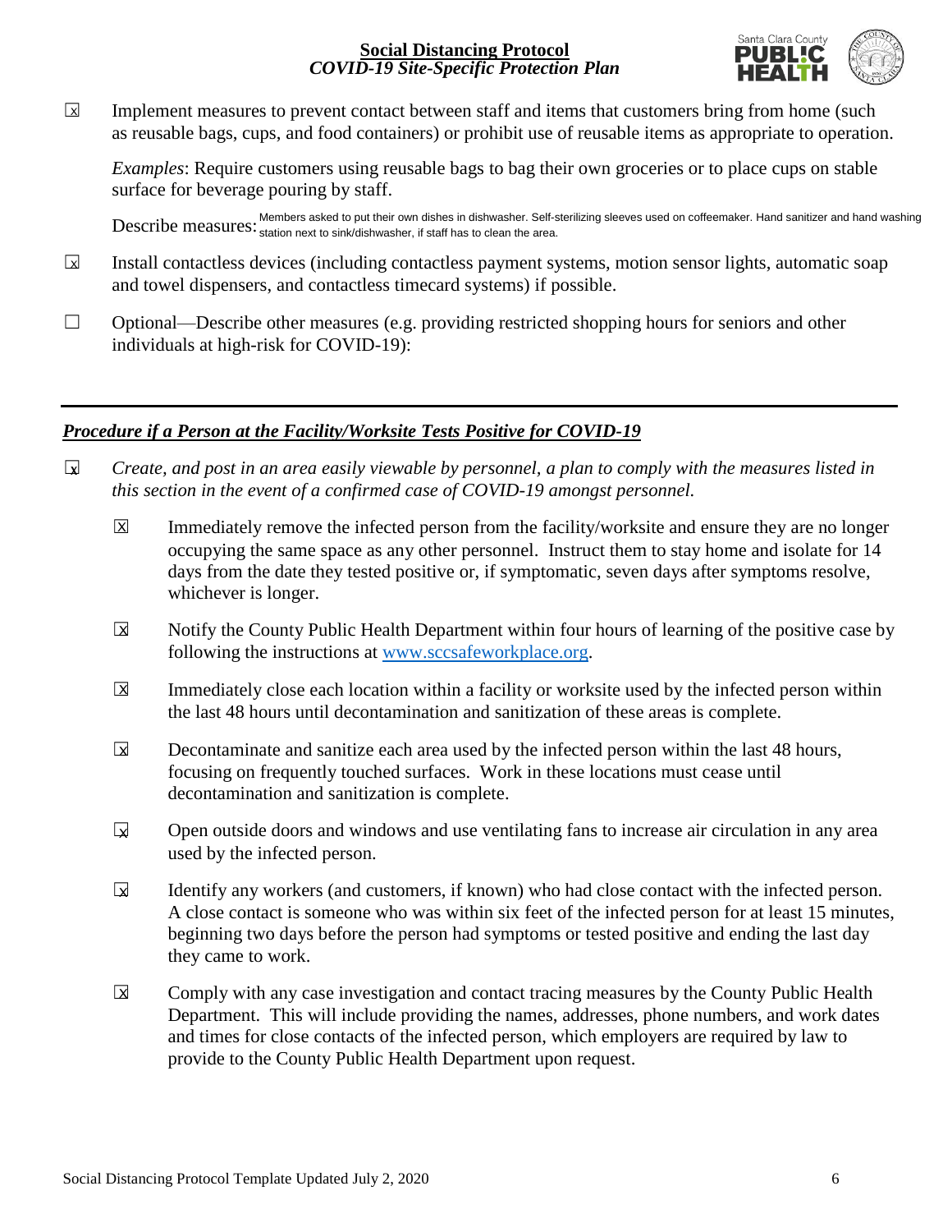☒ Implement measures to prevent contact between staff and items that customers bring from home (such as reusable bags, cups, and food containers) or prohibit use of reusable items as appropriate to operation.

*Examples*: Require customers using reusable bags to bag their own groceries or to place cups on stable surface for beverage pouring by staff.

Describe measures: Members asked to put their own dishes in dishwasher. Self-sterilizing sleeves used on coffeemaker. Hand sanitizer and hand washing station next to sink/dishwasher, if staff has to clean the area.

☒ Install contactless devices (including contactless payment systems, motion sensor lights, automatic soap and towel dispensers, and contactless timecard systems) if possible.

☐ Optional—Describe other measures (e.g. providing restricted shopping hours for seniors and other individuals at high-risk for COVID-19):

---

## ***Procedure if a Person at the Facility/Worksite Tests Positive for COVID-19***

☒ *Create, and post in an area easily viewable by personnel, a plan to comply with the measures listed in this section in the event of a confirmed case of COVID-19 amongst personnel.*

- ☒ Immediately remove the infected person from the facility/worksite and ensure they are no longer occupying the same space as any other personnel. Instruct them to stay home and isolate for 14 days from the date they tested positive or, if symptomatic, seven days after symptoms resolve, whichever is longer.

- ☒ Notify the County Public Health Department within four hours of learning of the positive case by following the instructions at www.sccsafeworkplace.org.

- ☒ Immediately close each location within a facility or worksite used by the infected person within the last 48 hours until decontamination and sanitization of these areas is complete.

- ☒ Decontaminate and sanitize each area used by the infected person within the last 48 hours, focusing on frequently touched surfaces. Work in these locations must cease until decontamination and sanitization is complete.

- ☒ Open outside doors and windows and use ventilating fans to increase air circulation in any area used by the infected person.

- ☒ Identify any workers (and customers, if known) who had close contact with the infected person. A close contact is someone who was within six feet of the infected person for at least 15 minutes, beginning two days before the person had symptoms or tested positive and ending the last day they came to work.

- ☒ Comply with any case investigation and contact tracing measures by the County Public Health Department. This will include providing the names, addresses, phone numbers, and work dates and times for close contacts of the infected person, which employers are required by law to provide to the County Public Health Department upon request.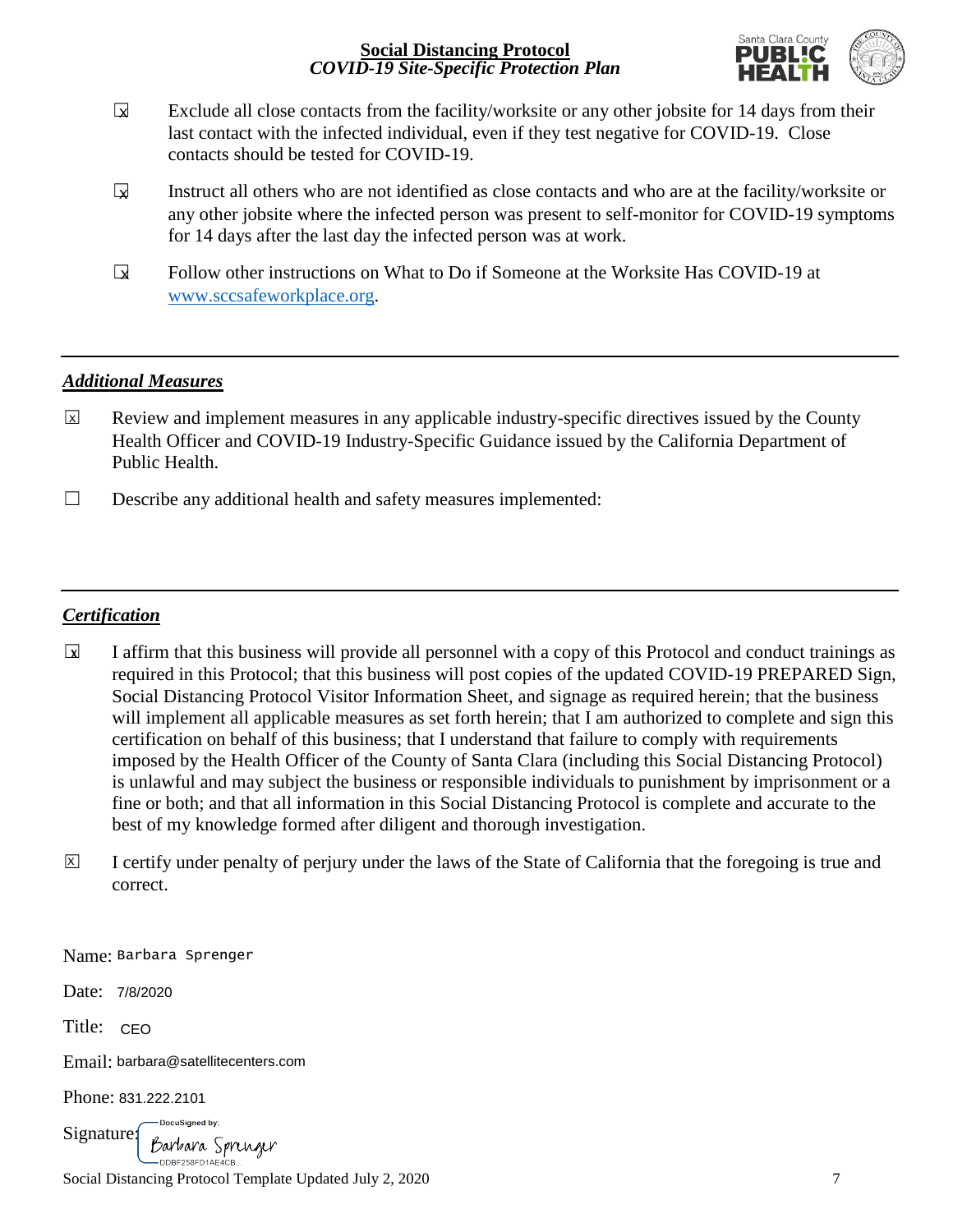- ☒ Exclude all close contacts from the facility/worksite or any other jobsite for 14 days from their last contact with the infected individual, even if they test negative for COVID-19. Close contacts should be tested for COVID-19.
- ☒ Instruct all others who are not identified as close contacts and who are at the facility/worksite or any other jobsite where the infected person was present to self-monitor for COVID-19 symptoms for 14 days after the last day the infected person was at work.
- ☒ Follow other instructions on What to Do if Someone at the Worksite Has COVID-19 at www.sccsafeworkplace.org.

---

***Additional Measures***

- ☒ Review and implement measures in any applicable industry-specific directives issued by the County Health Officer and COVID-19 Industry-Specific Guidance issued by the California Department of Public Health.
- ☐ Describe any additional health and safety measures implemented:

---

***Certification***

- ☒ I affirm that this business will provide all personnel with a copy of this Protocol and conduct trainings as required in this Protocol; that this business will post copies of the updated COVID-19 PREPARED Sign, Social Distancing Protocol Visitor Information Sheet, and signage as required herein; that the business will implement all applicable measures as set forth herein; that I am authorized to complete and sign this certification on behalf of this business; that I understand that failure to comply with requirements imposed by the Health Officer of the County of Santa Clara (including this Social Distancing Protocol) is unlawful and may subject the business or responsible individuals to punishment by imprisonment or a fine or both; and that all information in this Social Distancing Protocol is complete and accurate to the best of my knowledge formed after diligent and thorough investigation.
- ☒ I certify under penalty of perjury under the laws of the State of California that the foregoing is true and correct.

Name: Barbara Sprenger

Date: 7/8/2020

Title: CEO

Email: barbara@satellitecenters.com

Phone: 831.222.2101

Signature: DocuSigned by: Barbara Sprenger DDBF258FD1AE4CB...